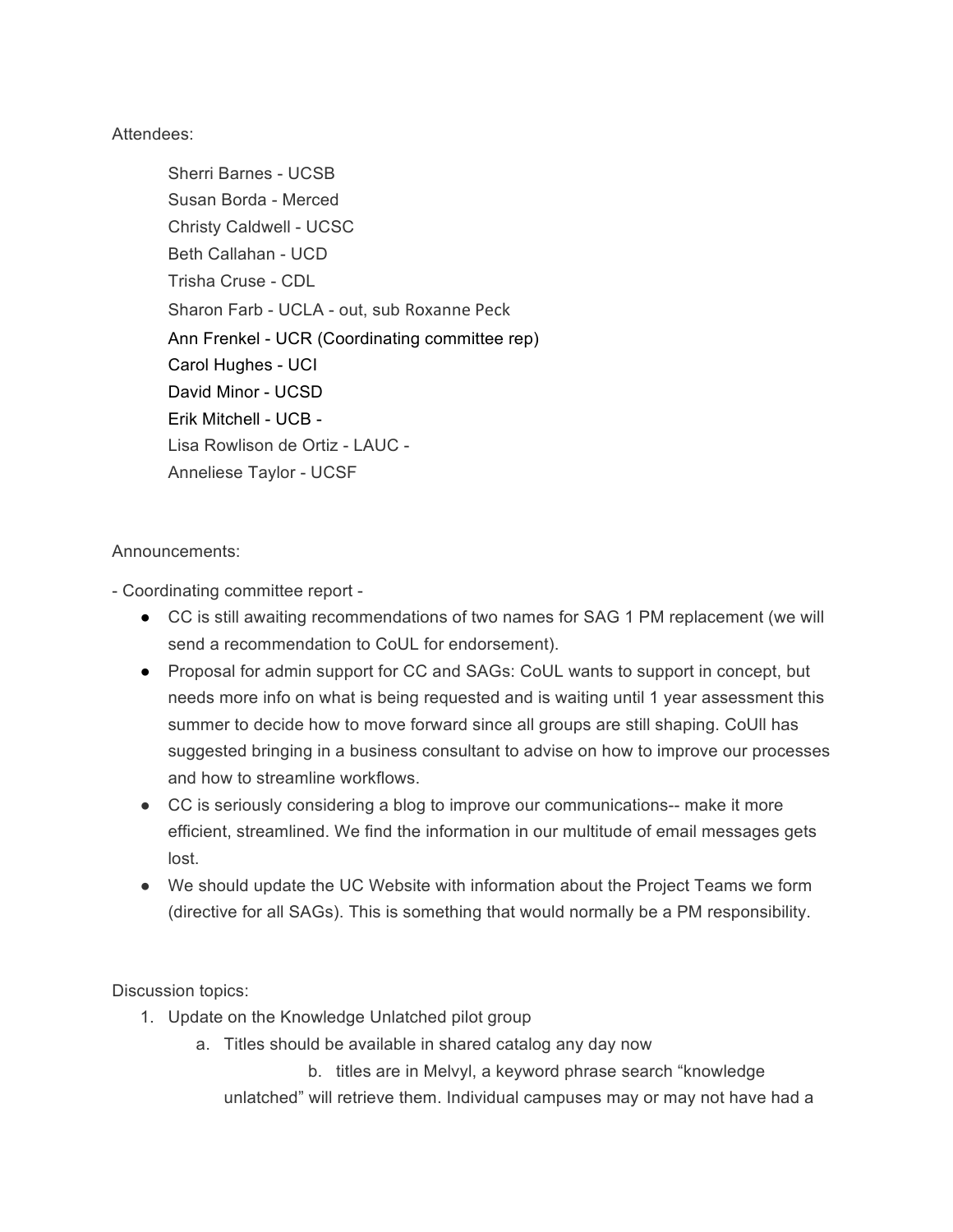Attendees:

Sherri Barnes - UCSB
Susan Borda - Merced
Christy Caldwell - UCSC
Beth Callahan - UCD
Trisha Cruse - CDL
Sharon Farb - UCLA - out, sub Roxanne Peck
Ann Frenkel - UCR (Coordinating committee rep)
Carol Hughes - UCI
David Minor - UCSD
Erik Mitchell - UCB -
Lisa Rowlison de Ortiz - LAUC -
Anneliese Taylor - UCSF

Announcements:

- Coordinating committee report -

- CC is still awaiting recommendations of two names for SAG 1 PM replacement (we will send a recommendation to CoUL for endorsement).
- Proposal for admin support for CC and SAGs: CoUL wants to support in concept, but needs more info on what is being requested and is waiting until 1 year assessment this summer to decide how to move forward since all groups are still shaping. CoUll has suggested bringing in a business consultant to advise on how to improve our processes and how to streamline workflows.
- CC is seriously considering a blog to improve our communications-- make it more efficient, streamlined. We find the information in our multitude of email messages gets lost.
- We should update the UC Website with information about the Project Teams we form (directive for all SAGs). This is something that would normally be a PM responsibility.

Discussion topics:

1. Update on the Knowledge Unlatched pilot group
   a. Titles should be available in shared catalog any day now
   b. titles are in Melvyl, a keyword phrase search "knowledge unlatched" will retrieve them. Individual campuses may or may not have had a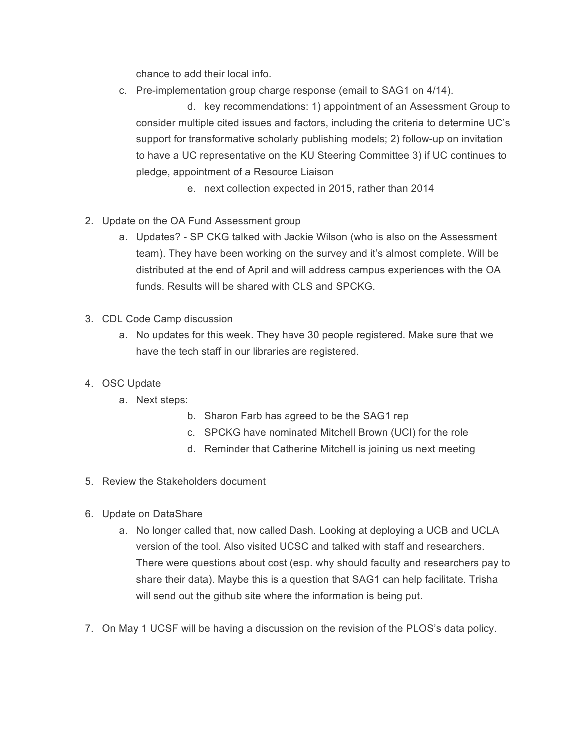chance to add their local info.

c. Pre-implementation group charge response (email to SAG1 on 4/14).

   d. key recommendations: 1) appointment of an Assessment Group to consider multiple cited issues and factors, including the criteria to determine UC's support for transformative scholarly publishing models; 2) follow-up on invitation to have a UC representative on the KU Steering Committee 3) if UC continues to pledge, appointment of a Resource Liaison

   e. next collection expected in 2015, rather than 2014

2. Update on the OA Fund Assessment group
   a. Updates? - SP CKG talked with Jackie Wilson (who is also on the Assessment team). They have been working on the survey and it's almost complete. Will be distributed at the end of April and will address campus experiences with the OA funds. Results will be shared with CLS and SPCKG.

3. CDL Code Camp discussion
   a. No updates for this week. They have 30 people registered. Make sure that we have the tech staff in our libraries are registered.

4. OSC Update
   a. Next steps:
      b. Sharon Farb has agreed to be the SAG1 rep
      c. SPCKG have nominated Mitchell Brown (UCI) for the role
      d. Reminder that Catherine Mitchell is joining us next meeting

5. Review the Stakeholders document

6. Update on DataShare
   a. No longer called that, now called Dash. Looking at deploying a UCB and UCLA version of the tool. Also visited UCSC and talked with staff and researchers. There were questions about cost (esp. why should faculty and researchers pay to share their data). Maybe this is a question that SAG1 can help facilitate. Trisha will send out the github site where the information is being put.

7. On May 1 UCSF will be having a discussion on the revision of the PLOS's data policy.